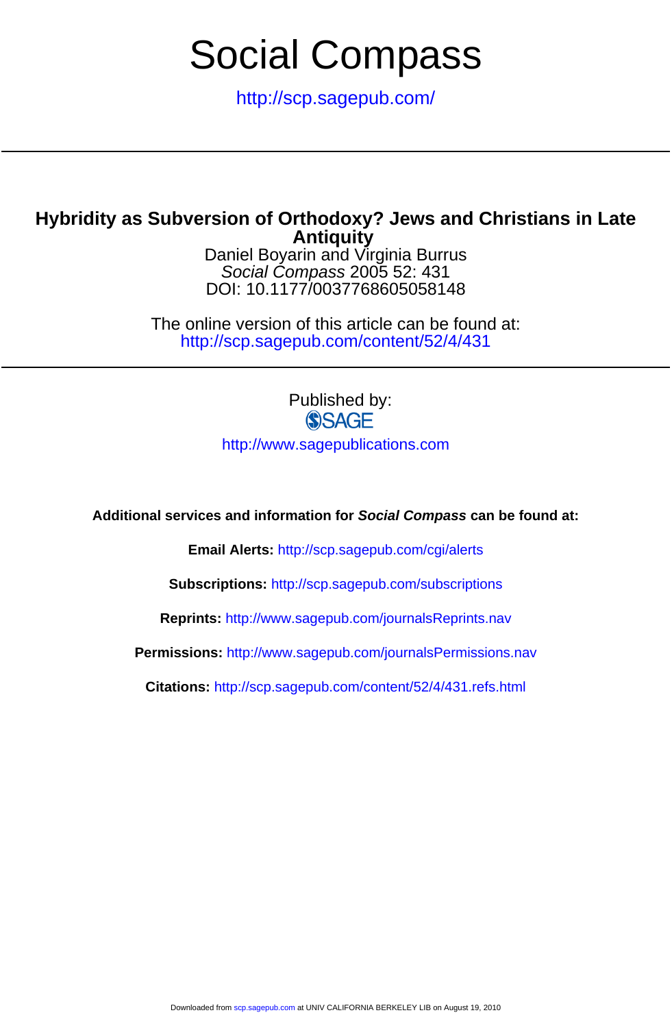# Social Compass

http://scp.sagepub.com/

---

## Hybridity as Subversion of Orthodoxy? Jews and Christians in Late Antiquity

Daniel Boyarin and Virginia Burrus

*Social Compass* 2005 52: 431

DOI: 10.1177/0037768605058148

The online version of this article can be found at:

http://scp.sagepub.com/content/52/4/431

---

Published by:

SAGE

http://www.sagepublications.com

**Additional services and information for *Social Compass* can be found at:**

**Email Alerts:** http://scp.sagepub.com/cgi/alerts

**Subscriptions:** http://scp.sagepub.com/subscriptions

**Reprints:** http://www.sagepub.com/journalsReprints.nav

**Permissions:** http://www.sagepub.com/journalsPermissions.nav

**Citations:** http://scp.sagepub.com/content/52/4/431.refs.html

Downloaded from scp.sagepub.com at UNIV CALIFORNIA BERKELEY LIB on August 19, 2010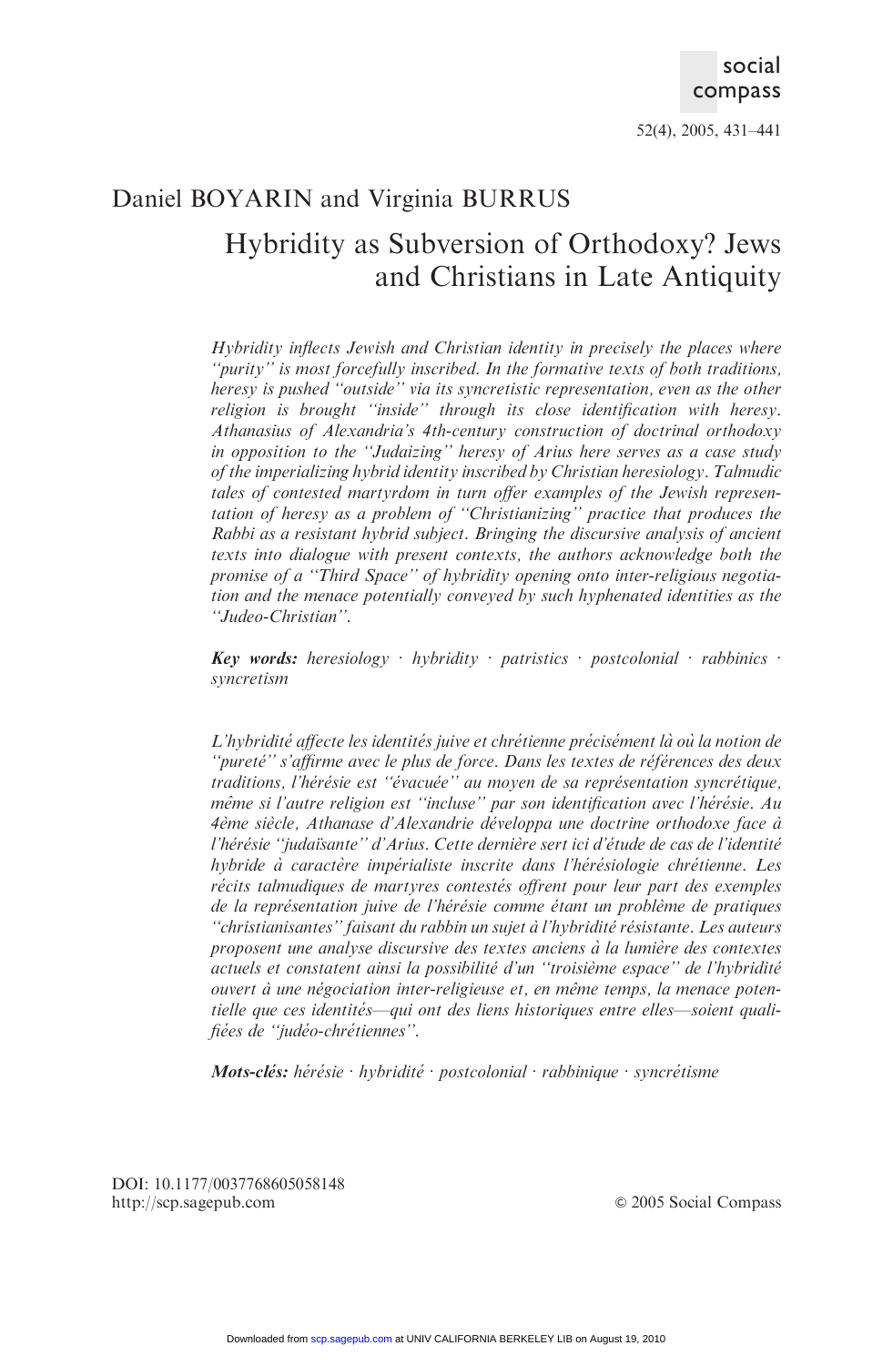# Daniel BOYARIN and Virginia BURRUS

## Hybridity as Subversion of Orthodoxy? Jews and Christians in Late Antiquity

*Hybridity inflects Jewish and Christian identity in precisely the places where "purity" is most forcefully inscribed. In the formative texts of both traditions, heresy is pushed "outside" via its syncretistic representation, even as the other religion is brought "inside" through its close identification with heresy. Athanasius of Alexandria's 4th-century construction of doctrinal orthodoxy in opposition to the "Judaizing" heresy of Arius here serves as a case study of the imperializing hybrid identity inscribed by Christian heresiology. Talmudic tales of contested martyrdom in turn offer examples of the Jewish representation of heresy as a problem of "Christianizing" practice that produces the Rabbi as a resistant hybrid subject. Bringing the discursive analysis of ancient texts into dialogue with present contexts, the authors acknowledge both the promise of a "Third Space" of hybridity opening onto inter-religious negotiation and the menace potentially conveyed by such hyphenated identities as the "Judeo-Christian".*

***Key words:*** *heresiology · hybridity · patristics · postcolonial · rabbinics · syncretism*

*L'hybridité affecte les identités juive et chrétienne précisément là où la notion de "pureté" s'affirme avec le plus de force. Dans les textes de références des deux traditions, l'hérésie est "évacuée" au moyen de sa représentation syncrétique, même si l'autre religion est "incluse" par son identification avec l'hérésie. Au 4ème siècle, Athanase d'Alexandrie développa une doctrine orthodoxe face à l'hérésie "judaïsante" d'Arius. Cette dernière sert ici d'étude de cas de l'identité hybride à caractère impérialiste inscrite dans l'hérésiologie chrétienne. Les récits talmudiques de martyres contestés offrent pour leur part des exemples de la représentation juive de l'hérésie comme étant un problème de pratiques "christianisantes" faisant du rabbin un sujet à l'hybridité résistante. Les auteurs proposent une analyse discursive des textes anciens à la lumière des contextes actuels et constatent ainsi la possibilité d'un "troisième espace" de l'hybridité ouvert à une négociation inter-religieuse et, en même temps, la menace potentielle que ces identités—qui ont des liens historiques entre elles—soient qualifiées de "judéo-chrétiennes".*

***Mots-clés:*** *hérésie · hybridité · postcolonial · rabbinique · syncrétisme*

DOI: 10.1177/0037768605058148
http://scp.sagepub.com

© 2005 Social Compass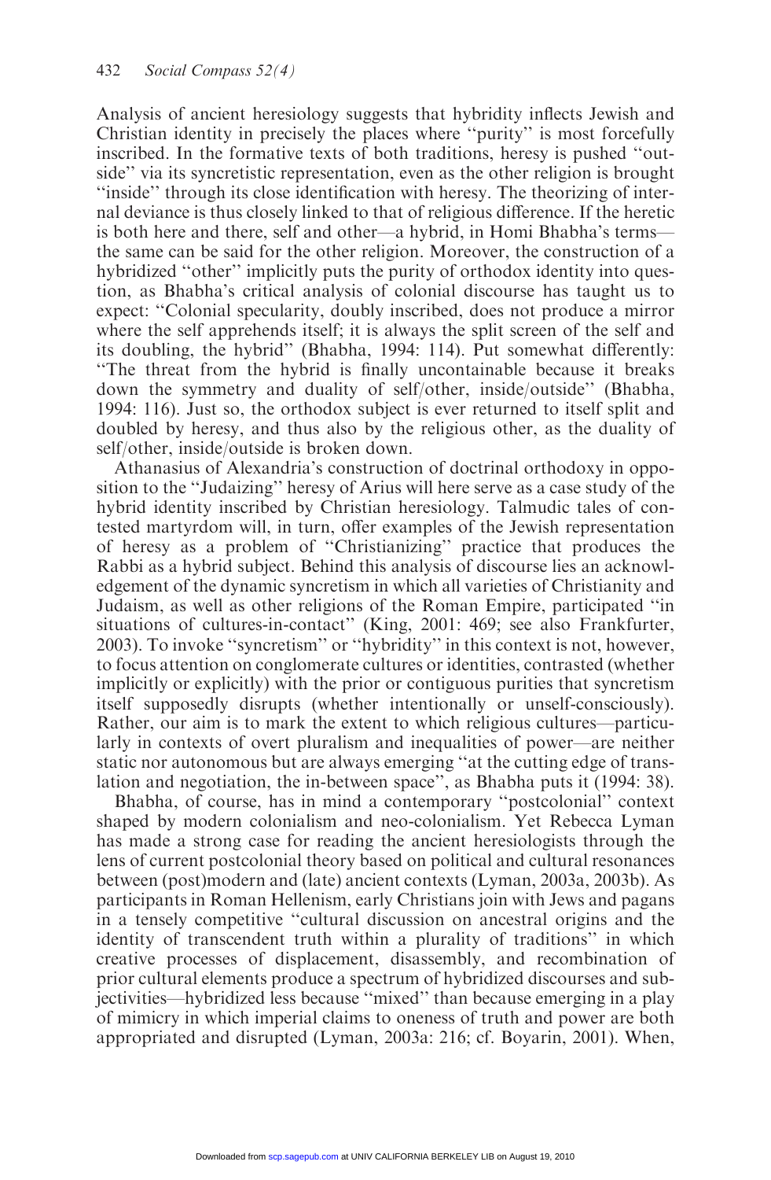Analysis of ancient heresiology suggests that hybridity inflects Jewish and Christian identity in precisely the places where ''purity'' is most forcefully inscribed. In the formative texts of both traditions, heresy is pushed ''outside'' via its syncretistic representation, even as the other religion is brought ''inside'' through its close identification with heresy. The theorizing of internal deviance is thus closely linked to that of religious difference. If the heretic is both here and there, self and other—a hybrid, in Homi Bhabha's terms—the same can be said for the other religion. Moreover, the construction of a hybridized ''other'' implicitly puts the purity of orthodox identity into question, as Bhabha's critical analysis of colonial discourse has taught us to expect: ''Colonial specularity, doubly inscribed, does not produce a mirror where the self apprehends itself; it is always the split screen of the self and its doubling, the hybrid'' (Bhabha, 1994: 114). Put somewhat differently: ''The threat from the hybrid is finally uncontainable because it breaks down the symmetry and duality of self/other, inside/outside'' (Bhabha, 1994: 116). Just so, the orthodox subject is ever returned to itself split and doubled by heresy, and thus also by the religious other, as the duality of self/other, inside/outside is broken down.

Athanasius of Alexandria's construction of doctrinal orthodoxy in opposition to the ''Judaizing'' heresy of Arius will here serve as a case study of the hybrid identity inscribed by Christian heresiology. Talmudic tales of contested martyrdom will, in turn, offer examples of the Jewish representation of heresy as a problem of ''Christianizing'' practice that produces the Rabbi as a hybrid subject. Behind this analysis of discourse lies an acknowledgement of the dynamic syncretism in which all varieties of Christianity and Judaism, as well as other religions of the Roman Empire, participated ''in situations of cultures-in-contact'' (King, 2001: 469; see also Frankfurter, 2003). To invoke ''syncretism'' or ''hybridity'' in this context is not, however, to focus attention on conglomerate cultures or identities, contrasted (whether implicitly or explicitly) with the prior or contiguous purities that syncretism itself supposedly disrupts (whether intentionally or unself-consciously). Rather, our aim is to mark the extent to which religious cultures—particularly in contexts of overt pluralism and inequalities of power—are neither static nor autonomous but are always emerging ''at the cutting edge of translation and negotiation, the in-between space'', as Bhabha puts it (1994: 38).

Bhabha, of course, has in mind a contemporary ''postcolonial'' context shaped by modern colonialism and neo-colonialism. Yet Rebecca Lyman has made a strong case for reading the ancient heresiologists through the lens of current postcolonial theory based on political and cultural resonances between (post)modern and (late) ancient contexts (Lyman, 2003a, 2003b). As participants in Roman Hellenism, early Christians join with Jews and pagans in a tensely competitive ''cultural discussion on ancestral origins and the identity of transcendent truth within a plurality of traditions'' in which creative processes of displacement, disassembly, and recombination of prior cultural elements produce a spectrum of hybridized discourses and subjectivities—hybridized less because ''mixed'' than because emerging in a play of mimicry in which imperial claims to oneness of truth and power are both appropriated and disrupted (Lyman, 2003a: 216; cf. Boyarin, 2001). When,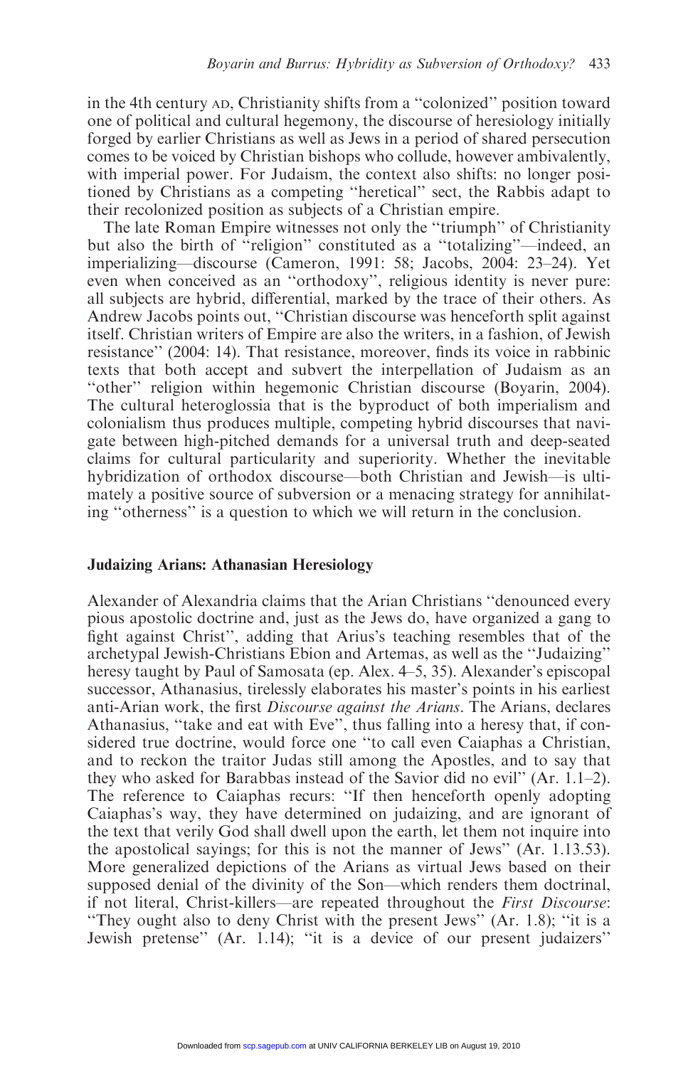in the 4th century AD, Christianity shifts from a "colonized" position toward one of political and cultural hegemony, the discourse of heresiology initially forged by earlier Christians as well as Jews in a period of shared persecution comes to be voiced by Christian bishops who collude, however ambivalently, with imperial power. For Judaism, the context also shifts: no longer positioned by Christians as a competing "heretical" sect, the Rabbis adapt to their recolonized position as subjects of a Christian empire.

The late Roman Empire witnesses not only the "triumph" of Christianity but also the birth of "religion" constituted as a "totalizing"—indeed, an imperializing—discourse (Cameron, 1991: 58; Jacobs, 2004: 23–24). Yet even when conceived as an "orthodoxy", religious identity is never pure: all subjects are hybrid, differential, marked by the trace of their others. As Andrew Jacobs points out, "Christian discourse was henceforth split against itself. Christian writers of Empire are also the writers, in a fashion, of Jewish resistance" (2004: 14). That resistance, moreover, finds its voice in rabbinic texts that both accept and subvert the interpellation of Judaism as an "other" religion within hegemonic Christian discourse (Boyarin, 2004). The cultural heteroglossia that is the byproduct of both imperialism and colonialism thus produces multiple, competing hybrid discourses that navigate between high-pitched demands for a universal truth and deep-seated claims for cultural particularity and superiority. Whether the inevitable hybridization of orthodox discourse—both Christian and Jewish—is ultimately a positive source of subversion or a menacing strategy for annihilating "otherness" is a question to which we will return in the conclusion.

## Judaizing Arians: Athanasian Heresiology

Alexander of Alexandria claims that the Arian Christians "denounced every pious apostolic doctrine and, just as the Jews do, have organized a gang to fight against Christ", adding that Arius's teaching resembles that of the archetypal Jewish-Christians Ebion and Artemas, as well as the "Judaizing" heresy taught by Paul of Samosata (ep. Alex. 4–5, 35). Alexander's episcopal successor, Athanasius, tirelessly elaborates his master's points in his earliest anti-Arian work, the first *Discourse against the Arians*. The Arians, declares Athanasius, "take and eat with Eve", thus falling into a heresy that, if considered true doctrine, would force one "to call even Caiaphas a Christian, and to reckon the traitor Judas still among the Apostles, and to say that they who asked for Barabbas instead of the Savior did no evil" (Ar. 1.1–2). The reference to Caiaphas recurs: "If then henceforth openly adopting Caiaphas's way, they have determined on judaizing, and are ignorant of the text that verily God shall dwell upon the earth, let them not inquire into the apostolical sayings; for this is not the manner of Jews" (Ar. 1.13.53). More generalized depictions of the Arians as virtual Jews based on their supposed denial of the divinity of the Son—which renders them doctrinal, if not literal, Christ-killers—are repeated throughout the *First Discourse*: "They ought also to deny Christ with the present Jews" (Ar. 1.8); "it is a Jewish pretense" (Ar. 1.14); "it is a device of our present judaizers"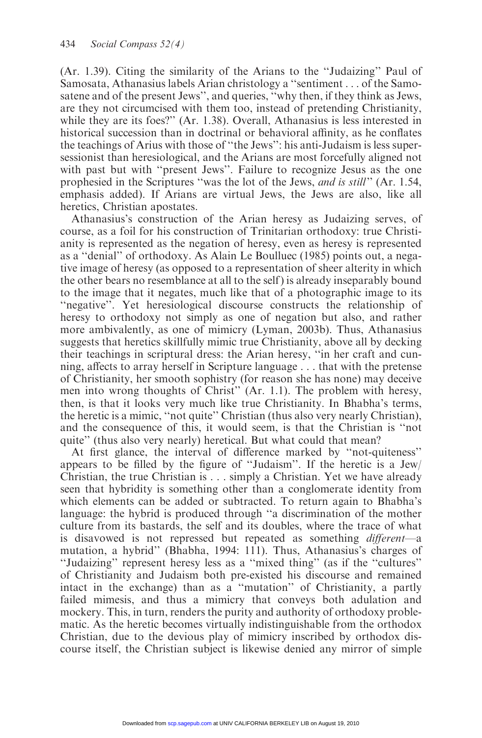(Ar. 1.39). Citing the similarity of the Arians to the "Judaizing" Paul of Samosata, Athanasius labels Arian christology a "sentiment . . . of the Samosatene and of the present Jews", and queries, "why then, if they think as Jews, are they not circumcised with them too, instead of pretending Christianity, while they are its foes?" (Ar. 1.38). Overall, Athanasius is less interested in historical succession than in doctrinal or behavioral affinity, as he conflates the teachings of Arius with those of "the Jews": his anti-Judaism is less supersessionist than heresiological, and the Arians are most forcefully aligned not with past but with "present Jews". Failure to recognize Jesus as the one prophesied in the Scriptures "was the lot of the Jews, *and is still*" (Ar. 1.54, emphasis added). If Arians are virtual Jews, the Jews are also, like all heretics, Christian apostates.

Athanasius's construction of the Arian heresy as Judaizing serves, of course, as a foil for his construction of Trinitarian orthodoxy: true Christianity is represented as the negation of heresy, even as heresy is represented as a "denial" of orthodoxy. As Alain Le Boulluec (1985) points out, a negative image of heresy (as opposed to a representation of sheer alterity in which the other bears no resemblance at all to the self) is already inseparably bound to the image that it negates, much like that of a photographic image to its "negative". Yet heresiological discourse constructs the relationship of heresy to orthodoxy not simply as one of negation but also, and rather more ambivalently, as one of mimicry (Lyman, 2003b). Thus, Athanasius suggests that heretics skillfully mimic true Christianity, above all by decking their teachings in scriptural dress: the Arian heresy, "in her craft and cunning, affects to array herself in Scripture language . . . that with the pretense of Christianity, her smooth sophistry (for reason she has none) may deceive men into wrong thoughts of Christ" (Ar. 1.1). The problem with heresy, then, is that it looks very much like true Christianity. In Bhabha's terms, the heretic is a mimic, "not quite" Christian (thus also very nearly Christian), and the consequence of this, it would seem, is that the Christian is "not quite" (thus also very nearly) heretical. But what could that mean?

At first glance, the interval of difference marked by "not-quiteness" appears to be filled by the figure of "Judaism". If the heretic is a Jew/Christian, the true Christian is . . . simply a Christian. Yet we have already seen that hybridity is something other than a conglomerate identity from which elements can be added or subtracted. To return again to Bhabha's language: the hybrid is produced through "a discrimination of the mother culture from its bastards, the self and its doubles, where the trace of what is disavowed is not repressed but repeated as something *different*—a mutation, a hybrid" (Bhabha, 1994: 111). Thus, Athanasius's charges of "Judaizing" represent heresy less as a "mixed thing" (as if the "cultures" of Christianity and Judaism both pre-existed his discourse and remained intact in the exchange) than as a "mutation" of Christianity, a partly failed mimesis, and thus a mimicry that conveys both adulation and mockery. This, in turn, renders the purity and authority of orthodoxy problematic. As the heretic becomes virtually indistinguishable from the orthodox Christian, due to the devious play of mimicry inscribed by orthodox discourse itself, the Christian subject is likewise denied any mirror of simple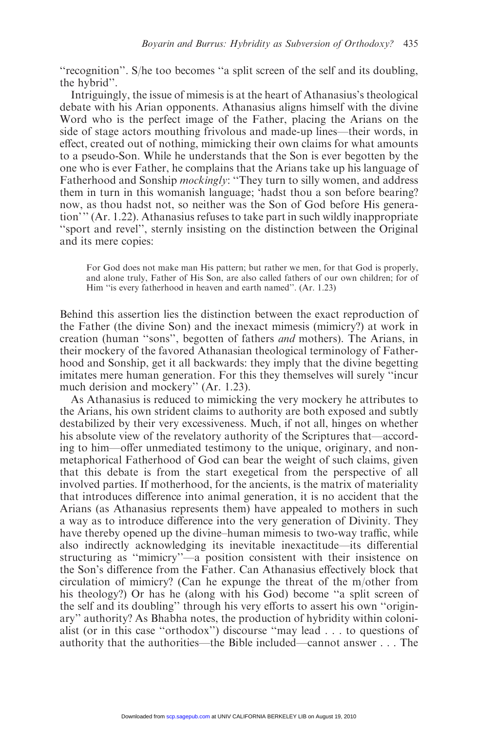"recognition". S/he too becomes "a split screen of the self and its doubling, the hybrid".

Intriguingly, the issue of mimesis is at the heart of Athanasius's theological debate with his Arian opponents. Athanasius aligns himself with the divine Word who is the perfect image of the Father, placing the Arians on the side of stage actors mouthing frivolous and made-up lines—their words, in effect, created out of nothing, mimicking their own claims for what amounts to a pseudo-Son. While he understands that the Son is ever begotten by the one who is ever Father, he complains that the Arians take up his language of Fatherhood and Sonship *mockingly*: "They turn to silly women, and address them in turn in this womanish language; 'hadst thou a son before bearing? now, as thou hadst not, so neither was the Son of God before His generation'" (Ar. 1.22). Athanasius refuses to take part in such wildly inappropriate "sport and revel", sternly insisting on the distinction between the Original and its mere copies:

> For God does not make man His pattern; but rather we men, for that God is properly, and alone truly, Father of His Son, are also called fathers of our own children; for of Him "is every fatherhood in heaven and earth named". (Ar. 1.23)

Behind this assertion lies the distinction between the exact reproduction of the Father (the divine Son) and the inexact mimesis (mimicry?) at work in creation (human "sons", begotten of fathers *and* mothers). The Arians, in their mockery of the favored Athanasian theological terminology of Fatherhood and Sonship, get it all backwards: they imply that the divine begetting imitates mere human generation. For this they themselves will surely "incur much derision and mockery" (Ar. 1.23).

As Athanasius is reduced to mimicking the very mockery he attributes to the Arians, his own strident claims to authority are both exposed and subtly destabilized by their very excessiveness. Much, if not all, hinges on whether his absolute view of the revelatory authority of the Scriptures that—according to him—offer unmediated testimony to the unique, originary, and non-metaphorical Fatherhood of God can bear the weight of such claims, given that this debate is from the start exegetical from the perspective of all involved parties. If motherhood, for the ancients, is the matrix of materiality that introduces difference into animal generation, it is no accident that the Arians (as Athanasius represents them) have appealed to mothers in such a way as to introduce difference into the very generation of Divinity. They have thereby opened up the divine–human mimesis to two-way traffic, while also indirectly acknowledging its inevitable inexactitude—its differential structuring as "mimicry"—a position consistent with their insistence on the Son's difference from the Father. Can Athanasius effectively block that circulation of mimicry? (Can he expunge the threat of the m/other from his theology?) Or has he (along with his God) become "a split screen of the self and its doubling" through his very efforts to assert his own "originary" authority? As Bhabha notes, the production of hybridity within colonialist (or in this case "orthodox") discourse "may lead . . . to questions of authority that the authorities—the Bible included—cannot answer . . . The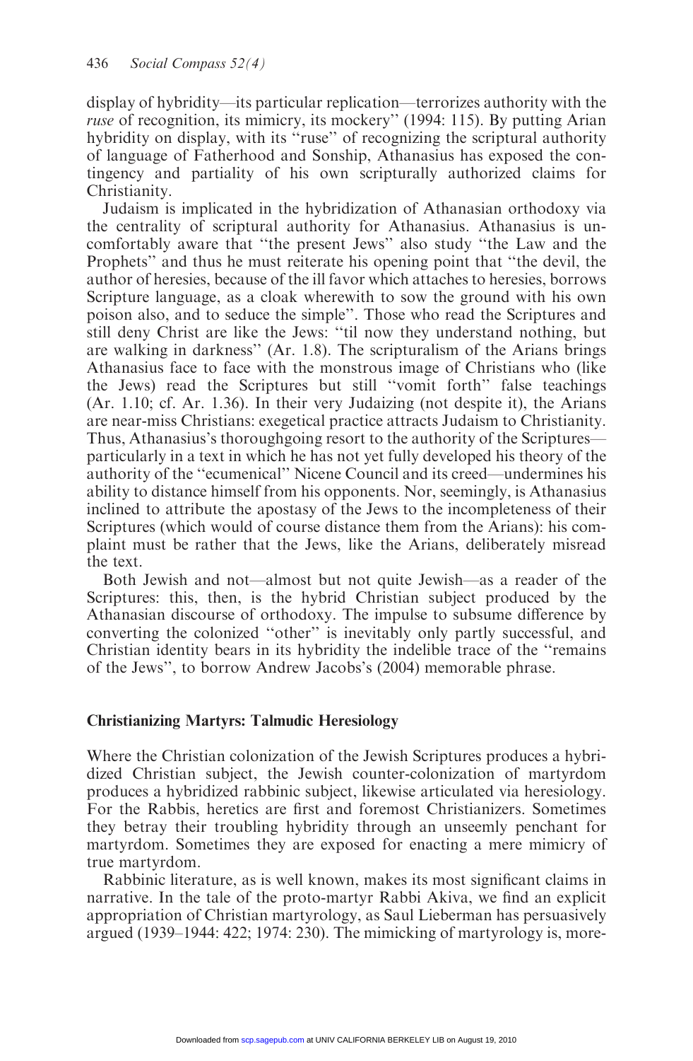display of hybridity—its particular replication—terrorizes authority with the *ruse* of recognition, its mimicry, its mockery'' (1994: 115). By putting Arian hybridity on display, with its ''ruse'' of recognizing the scriptural authority of language of Fatherhood and Sonship, Athanasius has exposed the contingency and partiality of his own scripturally authorized claims for Christianity.

Judaism is implicated in the hybridization of Athanasian orthodoxy via the centrality of scriptural authority for Athanasius. Athanasius is uncomfortably aware that ''the present Jews'' also study ''the Law and the Prophets'' and thus he must reiterate his opening point that ''the devil, the author of heresies, because of the ill favor which attaches to heresies, borrows Scripture language, as a cloak wherewith to sow the ground with his own poison also, and to seduce the simple''. Those who read the Scriptures and still deny Christ are like the Jews: ''til now they understand nothing, but are walking in darkness'' (Ar. 1.8). The scripturalism of the Arians brings Athanasius face to face with the monstrous image of Christians who (like the Jews) read the Scriptures but still ''vomit forth'' false teachings (Ar. 1.10; cf. Ar. 1.36). In their very Judaizing (not despite it), the Arians are near-miss Christians: exegetical practice attracts Judaism to Christianity. Thus, Athanasius's thoroughgoing resort to the authority of the Scriptures—particularly in a text in which he has not yet fully developed his theory of the authority of the ''ecumenical'' Nicene Council and its creed—undermines his ability to distance himself from his opponents. Nor, seemingly, is Athanasius inclined to attribute the apostasy of the Jews to the incompleteness of their Scriptures (which would of course distance them from the Arians): his complaint must be rather that the Jews, like the Arians, deliberately misread the text.

Both Jewish and not—almost but not quite Jewish—as a reader of the Scriptures: this, then, is the hybrid Christian subject produced by the Athanasian discourse of orthodoxy. The impulse to subsume difference by converting the colonized ''other'' is inevitably only partly successful, and Christian identity bears in its hybridity the indelible trace of the ''remains of the Jews'', to borrow Andrew Jacobs's (2004) memorable phrase.

## Christianizing Martyrs: Talmudic Heresiology

Where the Christian colonization of the Jewish Scriptures produces a hybridized Christian subject, the Jewish counter-colonization of martyrdom produces a hybridized rabbinic subject, likewise articulated via heresiology. For the Rabbis, heretics are first and foremost Christianizers. Sometimes they betray their troubling hybridity through an unseemly penchant for martyrdom. Sometimes they are exposed for enacting a mere mimicry of true martyrdom.

Rabbinic literature, as is well known, makes its most significant claims in narrative. In the tale of the proto-martyr Rabbi Akiva, we find an explicit appropriation of Christian martyrology, as Saul Lieberman has persuasively argued (1939–1944: 422; 1974: 230). The mimicking of martyrology is, more-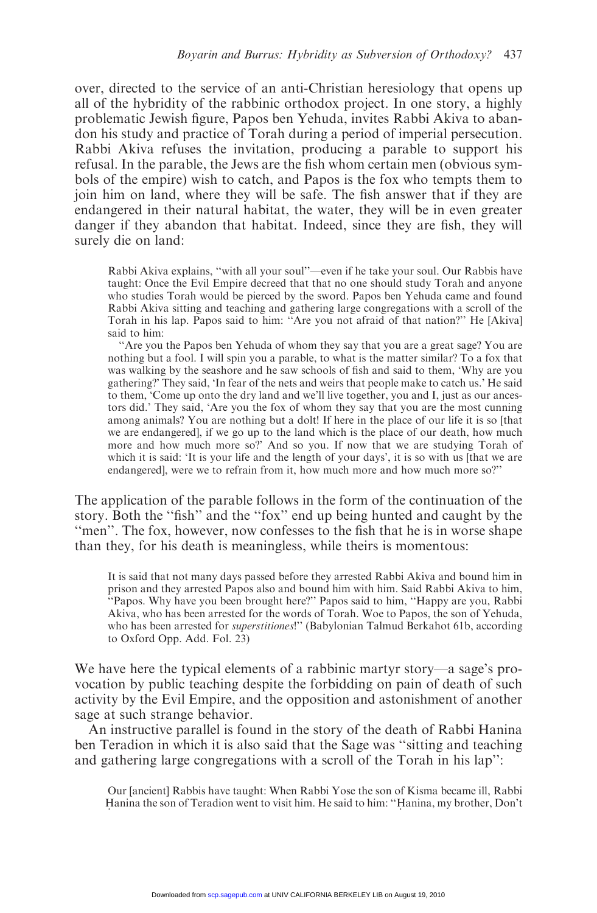over, directed to the service of an anti-Christian heresiology that opens up all of the hybridity of the rabbinic orthodox project. In one story, a highly problematic Jewish figure, Papos ben Yehuda, invites Rabbi Akiva to abandon his study and practice of Torah during a period of imperial persecution. Rabbi Akiva refuses the invitation, producing a parable to support his refusal. In the parable, the Jews are the fish whom certain men (obvious symbols of the empire) wish to catch, and Papos is the fox who tempts them to join him on land, where they will be safe. The fish answer that if they are endangered in their natural habitat, the water, they will be in even greater danger if they abandon that habitat. Indeed, since they are fish, they will surely die on land:

> Rabbi Akiva explains, "with all your soul"—even if he take your soul. Our Rabbis have taught: Once the Evil Empire decreed that that no one should study Torah and anyone who studies Torah would be pierced by the sword. Papos ben Yehuda came and found Rabbi Akiva sitting and teaching and gathering large congregations with a scroll of the Torah in his lap. Papos said to him: "Are you not afraid of that nation?" He [Akiva] said to him:
>
> "Are you the Papos ben Yehuda of whom they say that you are a great sage? You are nothing but a fool. I will spin you a parable, to what is the matter similar? To a fox that was walking by the seashore and he saw schools of fish and said to them, 'Why are you gathering?' They said, 'In fear of the nets and weirs that people make to catch us.' He said to them, 'Come up onto the dry land and we'll live together, you and I, just as our ancestors did.' They said, 'Are you the fox of whom they say that you are the most cunning among animals? You are nothing but a dolt! If here in the place of our life it is so [that we are endangered], if we go up to the land which is the place of our death, how much more and how much more so?' And so you. If now that we are studying Torah of which it is said: 'It is your life and the length of your days', it is so with us [that we are endangered], were we to refrain from it, how much more and how much more so?"

The application of the parable follows in the form of the continuation of the story. Both the "fish" and the "fox" end up being hunted and caught by the "men". The fox, however, now confesses to the fish that he is in worse shape than they, for his death is meaningless, while theirs is momentous:

> It is said that not many days passed before they arrested Rabbi Akiva and bound him in prison and they arrested Papos also and bound him with him. Said Rabbi Akiva to him, "Papos. Why have you been brought here?" Papos said to him, "Happy are you, Rabbi Akiva, who has been arrested for the words of Torah. Woe to Papos, the son of Yehuda, who has been arrested for *superstitiones*!" (Babylonian Talmud Berkahot 61b, according to Oxford Opp. Add. Fol. 23)

We have here the typical elements of a rabbinic martyr story—a sage's provocation by public teaching despite the forbidding on pain of death of such activity by the Evil Empire, and the opposition and astonishment of another sage at such strange behavior.

An instructive parallel is found in the story of the death of Rabbi Hanina ben Teradion in which it is also said that the Sage was "sitting and teaching and gathering large congregations with a scroll of the Torah in his lap":

> Our [ancient] Rabbis have taught: When Rabbi Yose the son of Kisma became ill, Rabbi Ḥanina the son of Teradion went to visit him. He said to him: "Ḥanina, my brother, Don't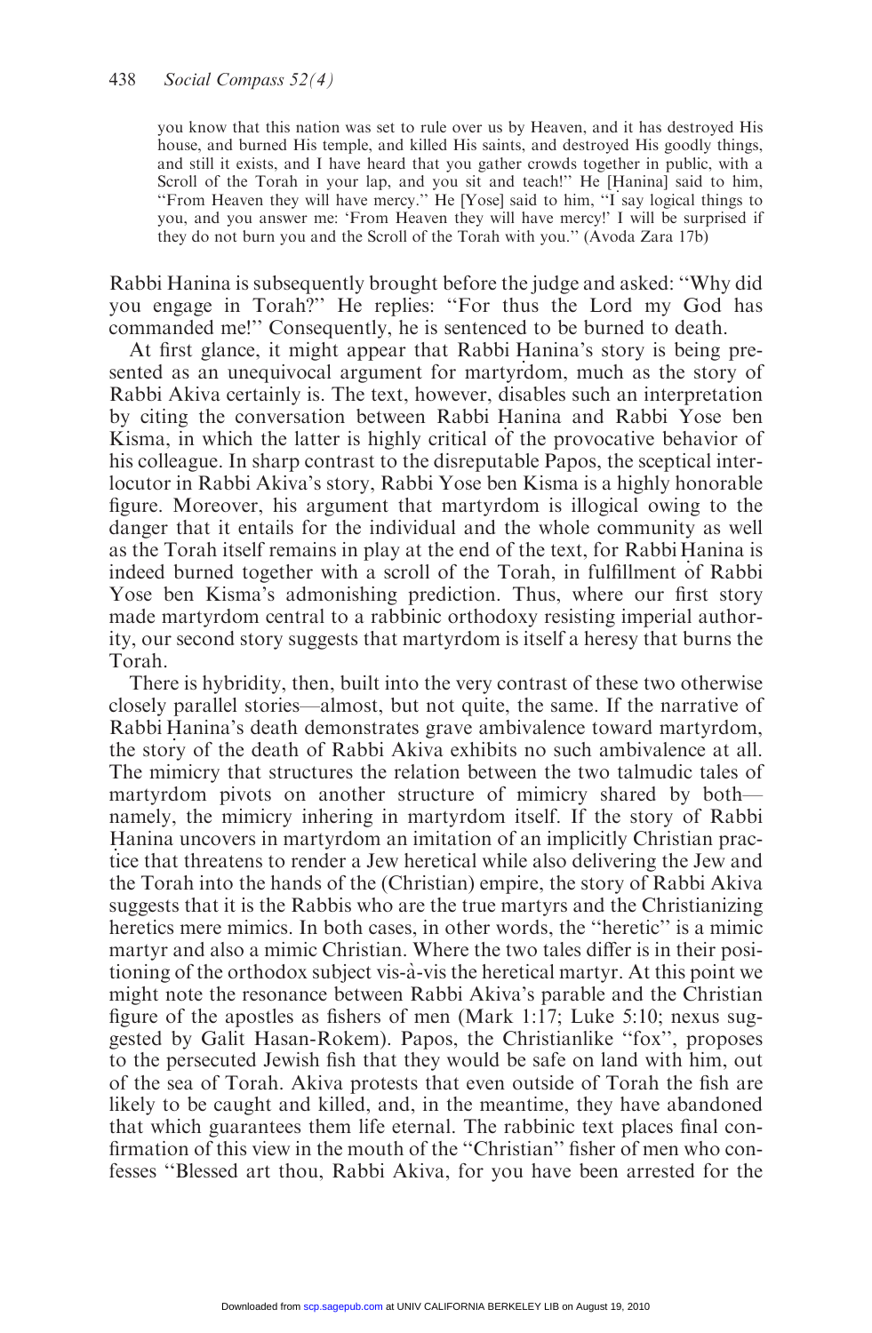> you know that this nation was set to rule over us by Heaven, and it has destroyed His house, and burned His temple, and killed His saints, and destroyed His goodly things, and still it exists, and I have heard that you gather crowds together in public, with a Scroll of the Torah in your lap, and you sit and teach!" He [Hanina] said to him, "From Heaven they will have mercy." He [Yose] said to him, "I say logical things to you, and you answer me: 'From Heaven they will have mercy!' I will be surprised if they do not burn you and the Scroll of the Torah with you." (Avoda Zara 17b)

Rabbi Hanina is subsequently brought before the judge and asked: "Why did you engage in Torah?" He replies: "For thus the Lord my God has commanded me!" Consequently, he is sentenced to be burned to death.

At first glance, it might appear that Rabbi Ḥanina's story is being presented as an unequivocal argument for martyrdom, much as the story of Rabbi Akiva certainly is. The text, however, disables such an interpretation by citing the conversation between Rabbi Ḥanina and Rabbi Yose ben Kisma, in which the latter is highly critical of the provocative behavior of his colleague. In sharp contrast to the disreputable Papos, the sceptical interlocutor in Rabbi Akiva's story, Rabbi Yose ben Kisma is a highly honorable figure. Moreover, his argument that martyrdom is illogical owing to the danger that it entails for the individual and the whole community as well as the Torah itself remains in play at the end of the text, for Rabbi Ḥanina is indeed burned together with a scroll of the Torah, in fulfillment of Rabbi Yose ben Kisma's admonishing prediction. Thus, where our first story made martyrdom central to a rabbinic orthodoxy resisting imperial authority, our second story suggests that martyrdom is itself a heresy that burns the Torah.

There is hybridity, then, built into the very contrast of these two otherwise closely parallel stories—almost, but not quite, the same. If the narrative of Rabbi Ḥanina's death demonstrates grave ambivalence toward martyrdom, the story of the death of Rabbi Akiva exhibits no such ambivalence at all. The mimicry that structures the relation between the two talmudic tales of martyrdom pivots on another structure of mimicry shared by both—namely, the mimicry inhering in martyrdom itself. If the story of Rabbi Ḥanina uncovers in martyrdom an imitation of an implicitly Christian practice that threatens to render a Jew heretical while also delivering the Jew and the Torah into the hands of the (Christian) empire, the story of Rabbi Akiva suggests that it is the Rabbis who are the true martyrs and the Christianizing heretics mere mimics. In both cases, in other words, the "heretic" is a mimic martyr and also a mimic Christian. Where the two tales differ is in their positioning of the orthodox subject vis-à-vis the heretical martyr. At this point we might note the resonance between Rabbi Akiva's parable and the Christian figure of the apostles as fishers of men (Mark 1:17; Luke 5:10; nexus suggested by Galit Hasan-Rokem). Papos, the Christianlike "fox", proposes to the persecuted Jewish fish that they would be safe on land with him, out of the sea of Torah. Akiva protests that even outside of Torah the fish are likely to be caught and killed, and, in the meantime, they have abandoned that which guarantees them life eternal. The rabbinic text places final confirmation of this view in the mouth of the "Christian" fisher of men who confesses "Blessed art thou, Rabbi Akiva, for you have been arrested for the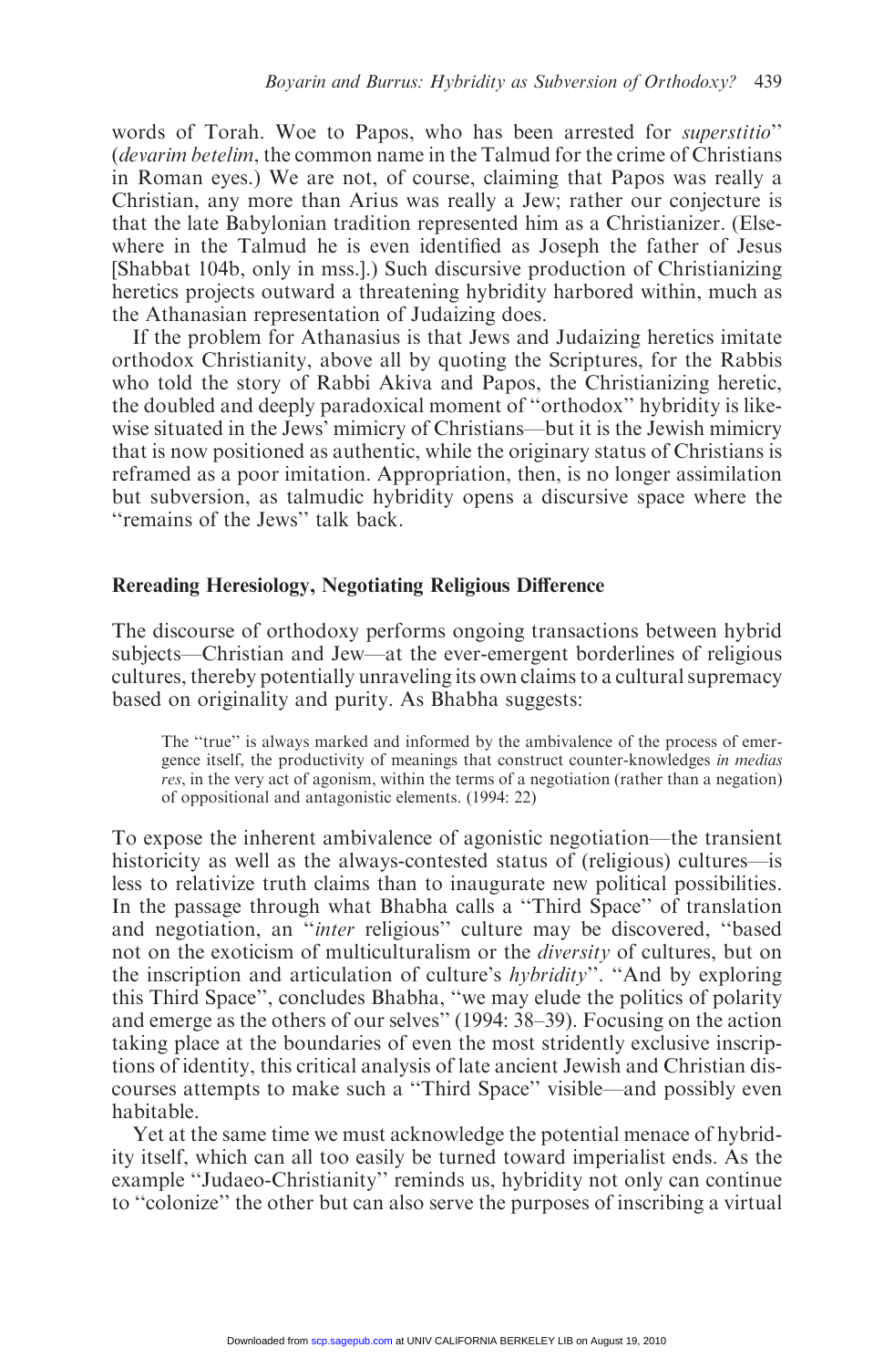words of Torah. Woe to Papos, who has been arrested for *superstitio*'' (*devarim betelim*, the common name in the Talmud for the crime of Christians in Roman eyes.) We are not, of course, claiming that Papos was really a Christian, any more than Arius was really a Jew; rather our conjecture is that the late Babylonian tradition represented him as a Christianizer. (Elsewhere in the Talmud he is even identified as Joseph the father of Jesus [Shabbat 104b, only in mss.].) Such discursive production of Christianizing heretics projects outward a threatening hybridity harbored within, much as the Athanasian representation of Judaizing does.

If the problem for Athanasius is that Jews and Judaizing heretics imitate orthodox Christianity, above all by quoting the Scriptures, for the Rabbis who told the story of Rabbi Akiva and Papos, the Christianizing heretic, the doubled and deeply paradoxical moment of ''orthodox'' hybridity is likewise situated in the Jews' mimicry of Christians—but it is the Jewish mimicry that is now positioned as authentic, while the originary status of Christians is reframed as a poor imitation. Appropriation, then, is no longer assimilation but subversion, as talmudic hybridity opens a discursive space where the ''remains of the Jews'' talk back.

## Rereading Heresiology, Negotiating Religious Difference

The discourse of orthodoxy performs ongoing transactions between hybrid subjects—Christian and Jew—at the ever-emergent borderlines of religious cultures, thereby potentially unraveling its own claims to a cultural supremacy based on originality and purity. As Bhabha suggests:

> The ''true'' is always marked and informed by the ambivalence of the process of emergence itself, the productivity of meanings that construct counter-knowledges *in medias res*, in the very act of agonism, within the terms of a negotiation (rather than a negation) of oppositional and antagonistic elements. (1994: 22)

To expose the inherent ambivalence of agonistic negotiation—the transient historicity as well as the always-contested status of (religious) cultures—is less to relativize truth claims than to inaugurate new political possibilities. In the passage through what Bhabha calls a ''Third Space'' of translation and negotiation, an ''*inter* religious'' culture may be discovered, ''based not on the exoticism of multiculturalism or the *diversity* of cultures, but on the inscription and articulation of culture's *hybridity*''. ''And by exploring this Third Space'', concludes Bhabha, ''we may elude the politics of polarity and emerge as the others of our selves'' (1994: 38–39). Focusing on the action taking place at the boundaries of even the most stridently exclusive inscriptions of identity, this critical analysis of late ancient Jewish and Christian discourses attempts to make such a ''Third Space'' visible—and possibly even habitable.

Yet at the same time we must acknowledge the potential menace of hybridity itself, which can all too easily be turned toward imperialist ends. As the example ''Judaeo-Christianity'' reminds us, hybridity not only can continue to ''colonize'' the other but can also serve the purposes of inscribing a virtual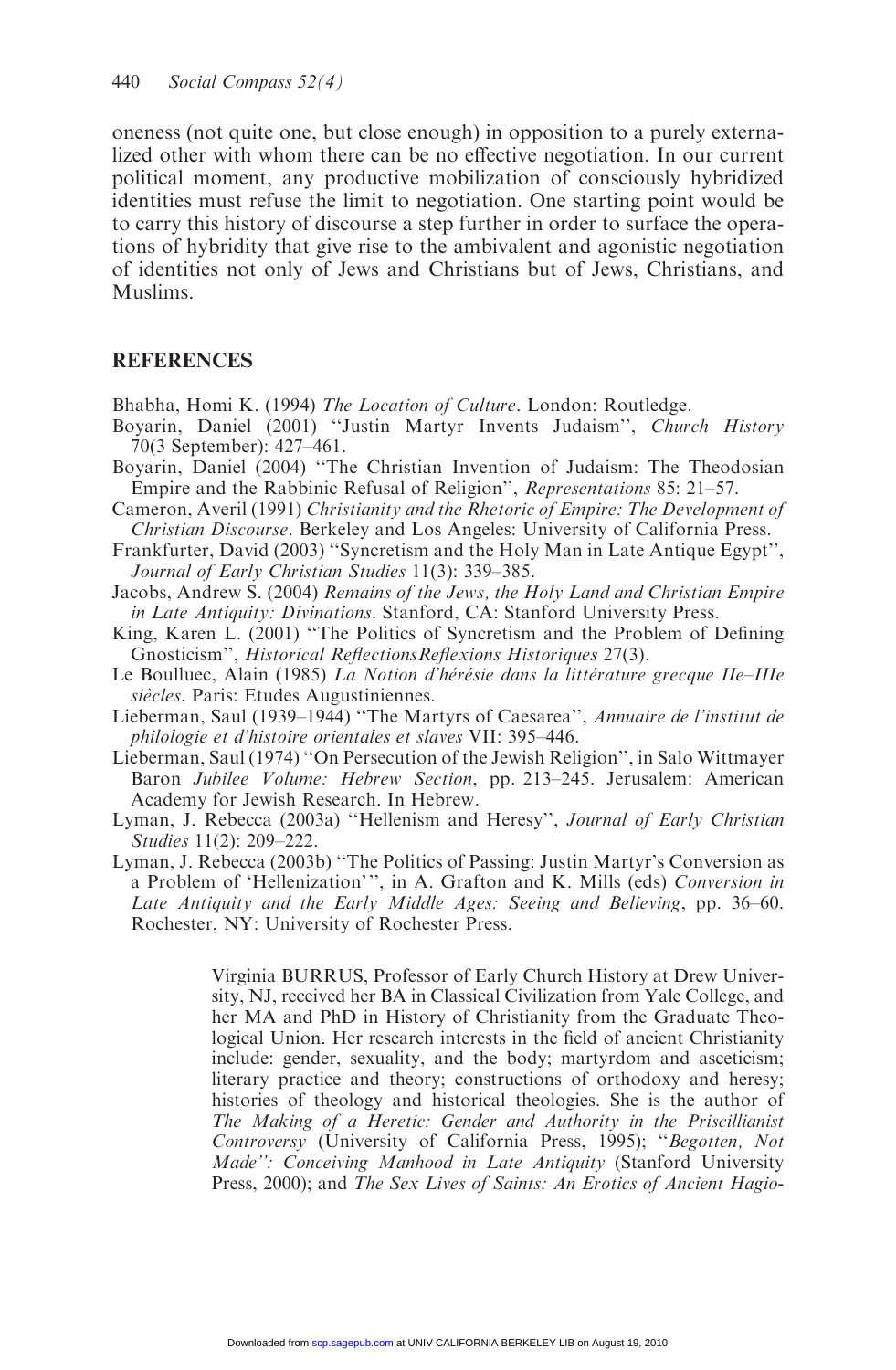oneness (not quite one, but close enough) in opposition to a purely externalized other with whom there can be no effective negotiation. In our current political moment, any productive mobilization of consciously hybridized identities must refuse the limit to negotiation. One starting point would be to carry this history of discourse a step further in order to surface the operations of hybridity that give rise to the ambivalent and agonistic negotiation of identities not only of Jews and Christians but of Jews, Christians, and Muslims.

## REFERENCES

Bhabha, Homi K. (1994) *The Location of Culture*. London: Routledge.

Boyarin, Daniel (2001) ''Justin Martyr Invents Judaism'', *Church History* 70(3 September): 427–461.

Boyarin, Daniel (2004) ''The Christian Invention of Judaism: The Theodosian Empire and the Rabbinic Refusal of Religion'', *Representations* 85: 21–57.

Cameron, Averil (1991) *Christianity and the Rhetoric of Empire: The Development of Christian Discourse*. Berkeley and Los Angeles: University of California Press.

Frankfurter, David (2003) ''Syncretism and the Holy Man in Late Antique Egypt'', *Journal of Early Christian Studies* 11(3): 339–385.

Jacobs, Andrew S. (2004) *Remains of the Jews, the Holy Land and Christian Empire in Late Antiquity: Divinations*. Stanford, CA: Stanford University Press.

King, Karen L. (2001) ''The Politics of Syncretism and the Problem of Defining Gnosticism'', *Historical ReflectionsReflexions Historiques* 27(3).

Le Boulluec, Alain (1985) *La Notion d'hérésie dans la littérature grecque IIe–IIIe siècles*. Paris: Etudes Augustiniennes.

Lieberman, Saul (1939–1944) ''The Martyrs of Caesarea'', *Annuaire de l'institut de philologie et d'histoire orientales et slaves* VII: 395–446.

Lieberman, Saul (1974) ''On Persecution of the Jewish Religion'', in Salo Wittmayer Baron *Jubilee Volume: Hebrew Section*, pp. 213–245. Jerusalem: American Academy for Jewish Research. In Hebrew.

Lyman, J. Rebecca (2003a) ''Hellenism and Heresy'', *Journal of Early Christian Studies* 11(2): 209–222.

Lyman, J. Rebecca (2003b) ''The Politics of Passing: Justin Martyr's Conversion as a Problem of 'Hellenization' '', in A. Grafton and K. Mills (eds) *Conversion in Late Antiquity and the Early Middle Ages: Seeing and Believing*, pp. 36–60. Rochester, NY: University of Rochester Press.

Virginia BURRUS, Professor of Early Church History at Drew University, NJ, received her BA in Classical Civilization from Yale College, and her MA and PhD in History of Christianity from the Graduate Theological Union. Her research interests in the field of ancient Christianity include: gender, sexuality, and the body; martyrdom and asceticism; literary practice and theory; constructions of orthodoxy and heresy; histories of theology and historical theologies. She is the author of *The Making of a Heretic: Gender and Authority in the Priscillianist Controversy* (University of California Press, 1995); ''*Begotten, Not Made'': Conceiving Manhood in Late Antiquity* (Stanford University Press, 2000); and *The Sex Lives of Saints: An Erotics of Ancient Hagio-*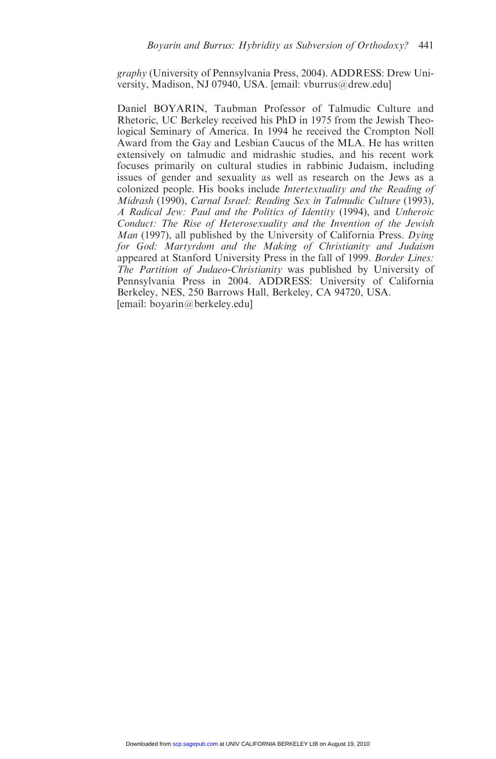*graphy* (University of Pennsylvania Press, 2004). ADDRESS: Drew University, Madison, NJ 07940, USA. [email: vburrus@drew.edu]

Daniel BOYARIN, Taubman Professor of Talmudic Culture and Rhetoric, UC Berkeley received his PhD in 1975 from the Jewish Theological Seminary of America. In 1994 he received the Crompton Noll Award from the Gay and Lesbian Caucus of the MLA. He has written extensively on talmudic and midrashic studies, and his recent work focuses primarily on cultural studies in rabbinic Judaism, including issues of gender and sexuality as well as research on the Jews as a colonized people. His books include *Intertextuality and the Reading of Midrash* (1990), *Carnal Israel: Reading Sex in Talmudic Culture* (1993), *A Radical Jew: Paul and the Politics of Identity* (1994), and *Unheroic Conduct: The Rise of Heterosexuality and the Invention of the Jewish Man* (1997), all published by the University of California Press. *Dying for God: Martyrdom and the Making of Christianity and Judaism* appeared at Stanford University Press in the fall of 1999. *Border Lines: The Partition of Judaeo-Christianity* was published by University of Pennsylvania Press in 2004. ADDRESS: University of California Berkeley, NES, 250 Barrows Hall, Berkeley, CA 94720, USA. [email: boyarin@berkeley.edu]